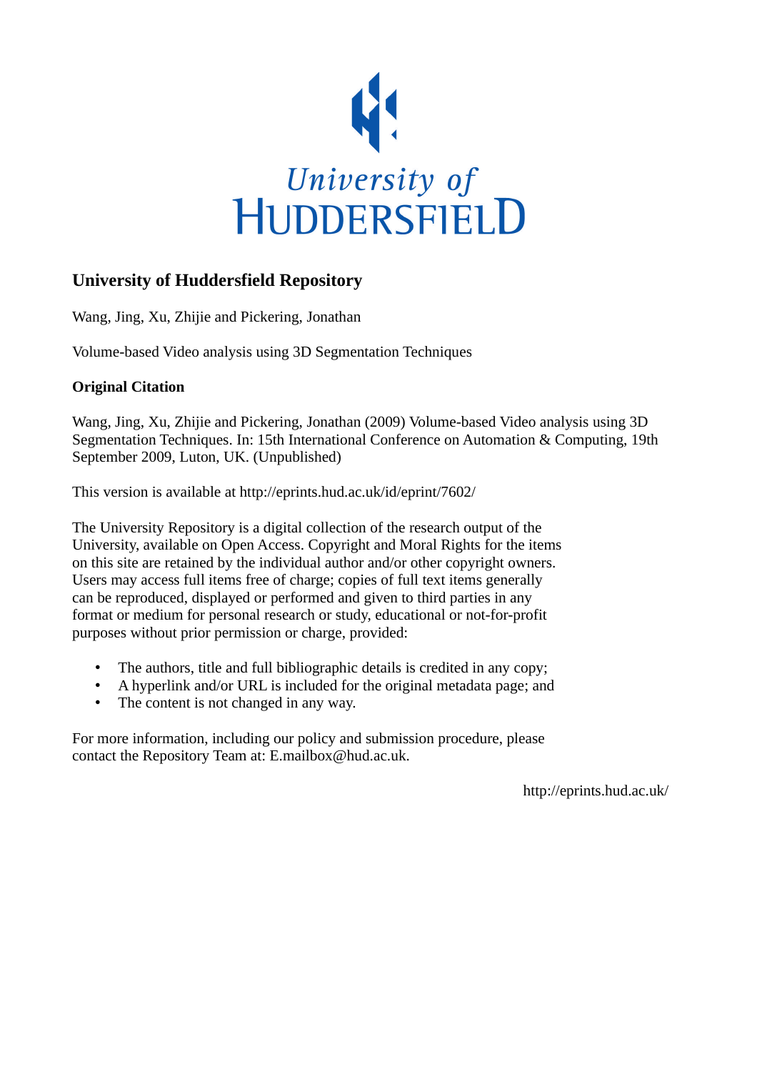University of
HUDDERSFIELD

# University of Huddersfield Repository

Wang, Jing, Xu, Zhijie and Pickering, Jonathan

Volume-based Video analysis using 3D Segmentation Techniques

### Original Citation

Wang, Jing, Xu, Zhijie and Pickering, Jonathan (2009) Volume-based Video analysis using 3D Segmentation Techniques. In: 15th International Conference on Automation & Computing, 19th September 2009, Luton, UK. (Unpublished)

This version is available at http://eprints.hud.ac.uk/id/eprint/7602/

The University Repository is a digital collection of the research output of the University, available on Open Access. Copyright and Moral Rights for the items on this site are retained by the individual author and/or other copyright owners. Users may access full items free of charge; copies of full text items generally can be reproduced, displayed or performed and given to third parties in any format or medium for personal research or study, educational or not-for-profit purposes without prior permission or charge, provided:

- The authors, title and full bibliographic details is credited in any copy;
- A hyperlink and/or URL is included for the original metadata page; and
- The content is not changed in any way.

For more information, including our policy and submission procedure, please contact the Repository Team at: E.mailbox@hud.ac.uk.

http://eprints.hud.ac.uk/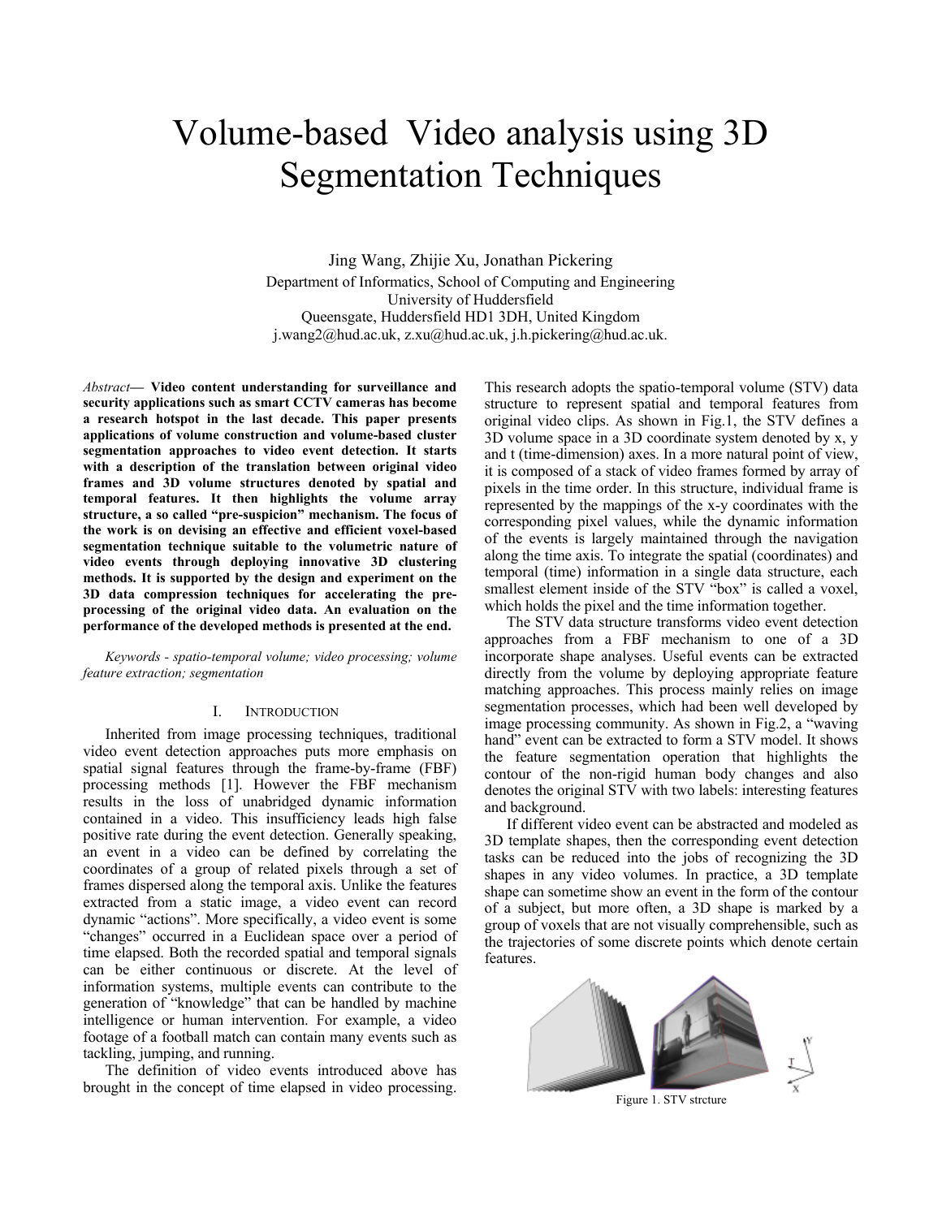# Volume-based Video analysis using 3D Segmentation Techniques

Jing Wang, Zhijie Xu, Jonathan Pickering

Department of Informatics, School of Computing and Engineering
University of Huddersfield
Queensgate, Huddersfield HD1 3DH, United Kingdom
j.wang2@hud.ac.uk, z.xu@hud.ac.uk, j.h.pickering@hud.ac.uk.

*Abstract*— **Video content understanding for surveillance and security applications such as smart CCTV cameras has become a research hotspot in the last decade. This paper presents applications of volume construction and volume-based cluster segmentation approaches to video event detection. It starts with a description of the translation between original video frames and 3D volume structures denoted by spatial and temporal features. It then highlights the volume array structure, a so called "pre-suspicion" mechanism. The focus of the work is on devising an effective and efficient voxel-based segmentation technique suitable to the volumetric nature of video events through deploying innovative 3D clustering methods. It is supported by the design and experiment on the 3D data compression techniques for accelerating the pre-processing of the original video data. An evaluation on the performance of the developed methods is presented at the end.**

*Keywords - spatio-temporal volume; video processing; volume feature extraction; segmentation*

## I. INTRODUCTION

Inherited from image processing techniques, traditional video event detection approaches puts more emphasis on spatial signal features through the frame-by-frame (FBF) processing methods [1]. However the FBF mechanism results in the loss of unabridged dynamic information contained in a video. This insufficiency leads high false positive rate during the event detection. Generally speaking, an event in a video can be defined by correlating the coordinates of a group of related pixels through a set of frames dispersed along the temporal axis. Unlike the features extracted from a static image, a video event can record dynamic "actions". More specifically, a video event is some "changes" occurred in a Euclidean space over a period of time elapsed. Both the recorded spatial and temporal signals can be either continuous or discrete. At the level of information systems, multiple events can contribute to the generation of "knowledge" that can be handled by machine intelligence or human intervention. For example, a video footage of a football match can contain many events such as tackling, jumping, and running.

The definition of video events introduced above has brought in the concept of time elapsed in video processing. This research adopts the spatio-temporal volume (STV) data structure to represent spatial and temporal features from original video clips. As shown in Fig.1, the STV defines a 3D volume space in a 3D coordinate system denoted by x, y and t (time-dimension) axes. In a more natural point of view, it is composed of a stack of video frames formed by array of pixels in the time order. In this structure, individual frame is represented by the mappings of the x-y coordinates with the corresponding pixel values, while the dynamic information of the events is largely maintained through the navigation along the time axis. To integrate the spatial (coordinates) and temporal (time) information in a single data structure, each smallest element inside of the STV "box" is called a voxel, which holds the pixel and the time information together.

The STV data structure transforms video event detection approaches from a FBF mechanism to one of a 3D incorporate shape analyses. Useful events can be extracted directly from the volume by deploying appropriate feature matching approaches. This process mainly relies on image segmentation processes, which had been well developed by image processing community. As shown in Fig.2, a "waving hand" event can be extracted to form a STV model. It shows the feature segmentation operation that highlights the contour of the non-rigid human body changes and also denotes the original STV with two labels: interesting features and background.

If different video event can be abstracted and modeled as 3D template shapes, then the corresponding event detection tasks can be reduced into the jobs of recognizing the 3D shapes in any video volumes. In practice, a 3D template shape can sometime show an event in the form of the contour of a subject, but more often, a 3D shape is marked by a group of voxels that are not visually comprehensible, such as the trajectories of some discrete points which denote certain features.

Figure 1. STV strcture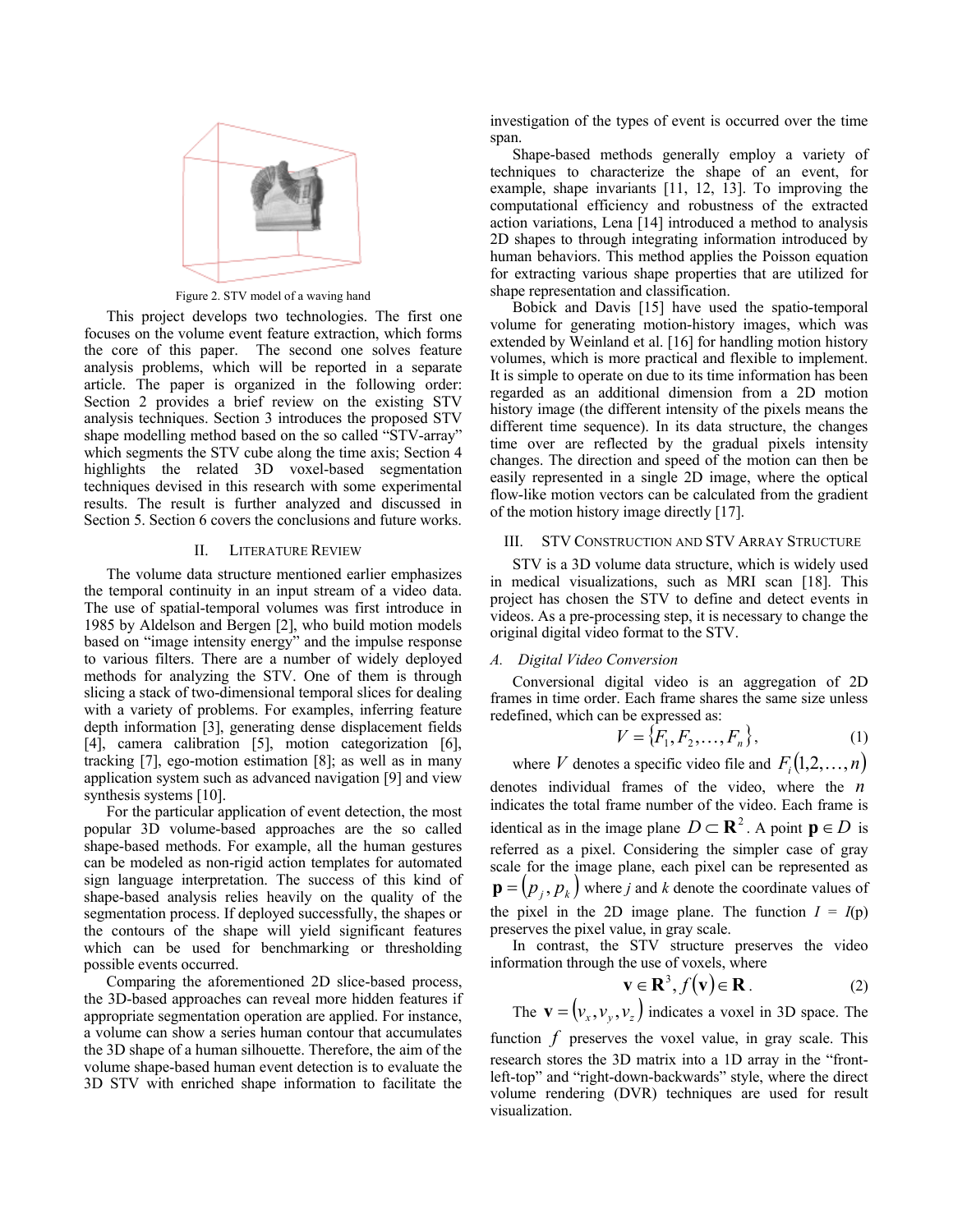Figure 2. STV model of a waving hand

This project develops two technologies. The first one focuses on the volume event feature extraction, which forms the core of this paper. The second one solves feature analysis problems, which will be reported in a separate article. The paper is organized in the following order: Section 2 provides a brief review on the existing STV analysis techniques. Section 3 introduces the proposed STV shape modelling method based on the so called "STV-array" which segments the STV cube along the time axis; Section 4 highlights the related 3D voxel-based segmentation techniques devised in this research with some experimental results. The result is further analyzed and discussed in Section 5. Section 6 covers the conclusions and future works.

## II. Literature Review

The volume data structure mentioned earlier emphasizes the temporal continuity in an input stream of a video data. The use of spatial-temporal volumes was first introduce in 1985 by Aldelson and Bergen [2], who build motion models based on "image intensity energy" and the impulse response to various filters. There are a number of widely deployed methods for analyzing the STV. One of them is through slicing a stack of two-dimensional temporal slices for dealing with a variety of problems. For examples, inferring feature depth information [3], generating dense displacement fields [4], camera calibration [5], motion categorization [6], tracking [7], ego-motion estimation [8]; as well as in many application system such as advanced navigation [9] and view synthesis systems [10].

For the particular application of event detection, the most popular 3D volume-based approaches are the so called shape-based methods. For example, all the human gestures can be modeled as non-rigid action templates for automated sign language interpretation. The success of this kind of shape-based analysis relies heavily on the quality of the segmentation process. If deployed successfully, the shapes or the contours of the shape will yield significant features which can be used for benchmarking or thresholding possible events occurred.

Comparing the aforementioned 2D slice-based process, the 3D-based approaches can reveal more hidden features if appropriate segmentation operation are applied. For instance, a volume can show a series human contour that accumulates the 3D shape of a human silhouette. Therefore, the aim of the volume shape-based human event detection is to evaluate the 3D STV with enriched shape information to facilitate the investigation of the types of event is occurred over the time span.

Shape-based methods generally employ a variety of techniques to characterize the shape of an event, for example, shape invariants [11, 12, 13]. To improving the computational efficiency and robustness of the extracted action variations, Lena [14] introduced a method to analysis 2D shapes to through integrating information introduced by human behaviors. This method applies the Poisson equation for extracting various shape properties that are utilized for shape representation and classification.

Bobick and Davis [15] have used the spatio-temporal volume for generating motion-history images, which was extended by Weinland et al. [16] for handling motion history volumes, which is more practical and flexible to implement. It is simple to operate on due to its time information has been regarded as an additional dimension from a 2D motion history image (the different intensity of the pixels means the different time sequence). In its data structure, the changes time over are reflected by the gradual pixels intensity changes. The direction and speed of the motion can then be easily represented in a single 2D image, where the optical flow-like motion vectors can be calculated from the gradient of the motion history image directly [17].

## III. STV Construction and STV Array Structure

STV is a 3D volume data structure, which is widely used in medical visualizations, such as MRI scan [18]. This project has chosen the STV to define and detect events in videos. As a pre-processing step, it is necessary to change the original digital video format to the STV.

### A. Digital Video Conversion

Conversional digital video is an aggregation of 2D frames in time order. Each frame shares the same size unless redefined, which can be expressed as:

$$V = \{F_1, F_2, \ldots, F_n\}, \tag{1}$$

where $V$ denotes a specific video file and $F_i(1,2,\ldots,n)$ denotes individual frames of the video, where the $n$ indicates the total frame number of the video. Each frame is identical as in the image plane $D \subset \mathbf{R}^2$. A point $\mathbf{p} \in D$ is referred as a pixel. Considering the simpler case of gray scale for the image plane, each pixel can be represented as $\mathbf{p} = (p_j, p_k)$ where *j* and *k* denote the coordinate values of the pixel in the 2D image plane. The function $I = I(\mathrm{p})$ preserves the pixel value, in gray scale.

In contrast, the STV structure preserves the video information through the use of voxels, where

$$\mathbf{v} \in \mathbf{R}^3, f(\mathbf{v}) \in \mathbf{R}. \tag{2}$$

The $\mathbf{v} = (v_x, v_y, v_z)$ indicates a voxel in 3D space. The function $f$ preserves the voxel value, in gray scale. This research stores the 3D matrix into a 1D array in the "front-left-top" and "right-down-backwards" style, where the direct volume rendering (DVR) techniques are used for result visualization.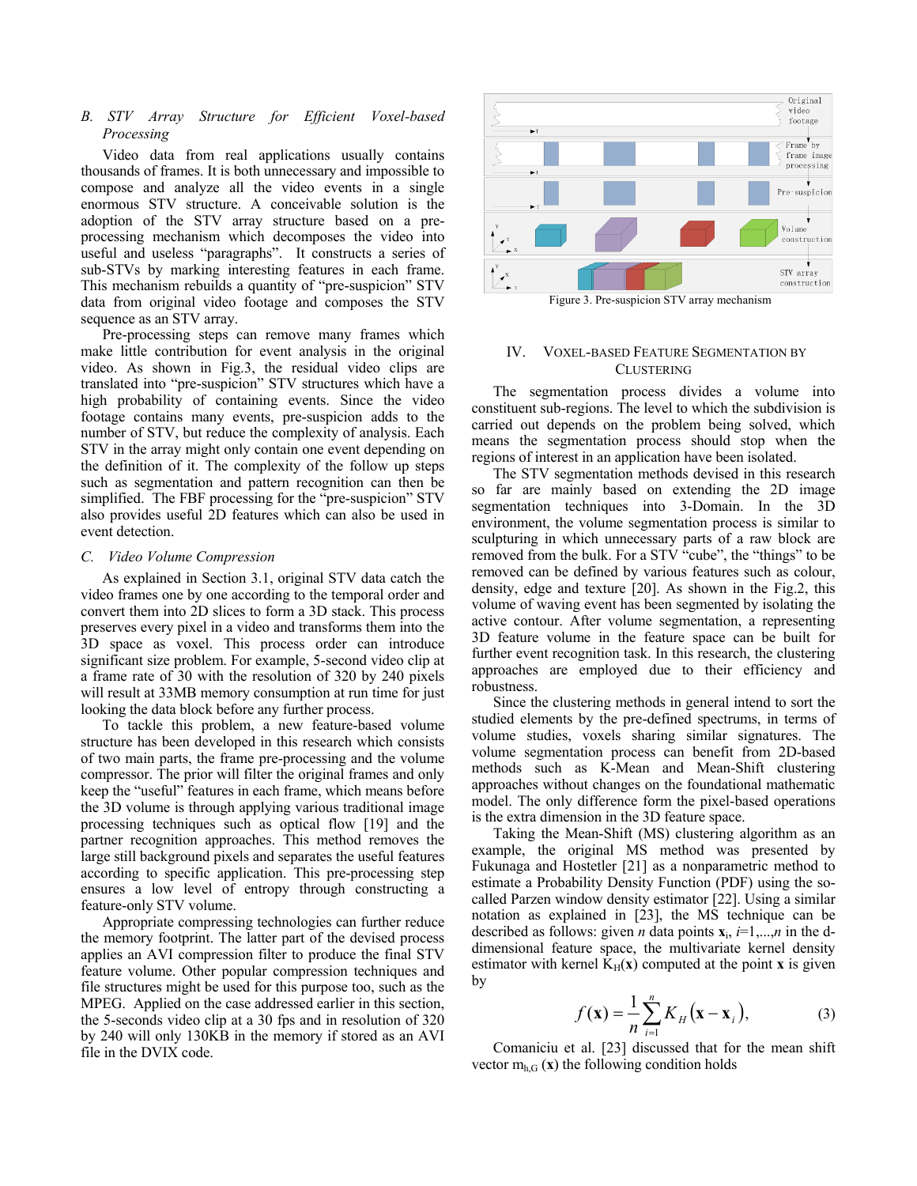### B. STV Array Structure for Efficient Voxel-based Processing

Video data from real applications usually contains thousands of frames. It is both unnecessary and impossible to compose and analyze all the video events in a single enormous STV structure. A conceivable solution is the adoption of the STV array structure based on a pre-processing mechanism which decomposes the video into useful and useless "paragraphs". It constructs a series of sub-STVs by marking interesting features in each frame. This mechanism rebuilds a quantity of "pre-suspicion" STV data from original video footage and composes the STV sequence as an STV array.

Pre-processing steps can remove many frames which make little contribution for event analysis in the original video. As shown in Fig.3, the residual video clips are translated into "pre-suspicion" STV structures which have a high probability of containing events. Since the video footage contains many events, pre-suspicion adds to the number of STV, but reduce the complexity of analysis. Each STV in the array might only contain one event depending on the definition of it. The complexity of the follow up steps such as segmentation and pattern recognition can then be simplified. The FBF processing for the "pre-suspicion" STV also provides useful 2D features which can also be used in event detection.

### C. Video Volume Compression

As explained in Section 3.1, original STV data catch the video frames one by one according to the temporal order and convert them into 2D slices to form a 3D stack. This process preserves every pixel in a video and transforms them into the 3D space as voxel. This process order can introduce significant size problem. For example, 5-second video clip at a frame rate of 30 with the resolution of 320 by 240 pixels will result at 33MB memory consumption at run time for just looking the data block before any further process.

To tackle this problem, a new feature-based volume structure has been developed in this research which consists of two main parts, the frame pre-processing and the volume compressor. The prior will filter the original frames and only keep the "useful" features in each frame, which means before the 3D volume is through applying various traditional image processing techniques such as optical flow [19] and the partner recognition approaches. This method removes the large still background pixels and separates the useful features according to specific application. This pre-processing step ensures a low level of entropy through constructing a feature-only STV volume.

Appropriate compressing technologies can further reduce the memory footprint. The latter part of the devised process applies an AVI compression filter to produce the final STV feature volume. Other popular compression techniques and file structures might be used for this purpose too, such as the MPEG. Applied on the case addressed earlier in this section, the 5-seconds video clip at a 30 fps and in resolution of 320 by 240 will only 130KB in the memory if stored as an AVI file in the DVIX code.

Figure 3. Pre-suspicion STV array mechanism

## IV. Voxel-based Feature Segmentation by Clustering

The segmentation process divides a volume into constituent sub-regions. The level to which the subdivision is carried out depends on the problem being solved, which means the segmentation process should stop when the regions of interest in an application have been isolated.

The STV segmentation methods devised in this research so far are mainly based on extending the 2D image segmentation techniques into 3-Domain. In the 3D environment, the volume segmentation process is similar to sculpturing in which unnecessary parts of a raw block are removed from the bulk. For a STV "cube", the "things" to be removed can be defined by various features such as colour, density, edge and texture [20]. As shown in the Fig.2, this volume of waving event has been segmented by isolating the active contour. After volume segmentation, a representing 3D feature volume in the feature space can be built for further event recognition task. In this research, the clustering approaches are employed due to their efficiency and robustness.

Since the clustering methods in general intend to sort the studied elements by the pre-defined spectrums, in terms of volume studies, voxels sharing similar signatures. The volume segmentation process can benefit from 2D-based methods such as K-Mean and Mean-Shift clustering approaches without changes on the foundational mathematic model. The only difference form the pixel-based operations is the extra dimension in the 3D feature space.

Taking the Mean-Shift (MS) clustering algorithm as an example, the original MS method was presented by Fukunaga and Hostetler [21] as a nonparametric method to estimate a Probability Density Function (PDF) using the so-called Parzen window density estimator [22]. Using a similar notation as explained in [23], the MS technique can be described as follows: given $n$ data points $\mathbf{x}_i$, $i$=1,...,$n$ in the d-dimensional feature space, the multivariate kernel density estimator with kernel $K_H(\mathbf{x})$ computed at the point $\mathbf{x}$ is given by

$$f(\mathbf{x}) = \frac{1}{n}\sum_{i=1}^{n} K_H\left(\mathbf{x} - \mathbf{x}_i\right), \tag{3}$$

Comaniciu et al. [23] discussed that for the mean shift vector $m_{h,G}(\mathbf{x})$ the following condition holds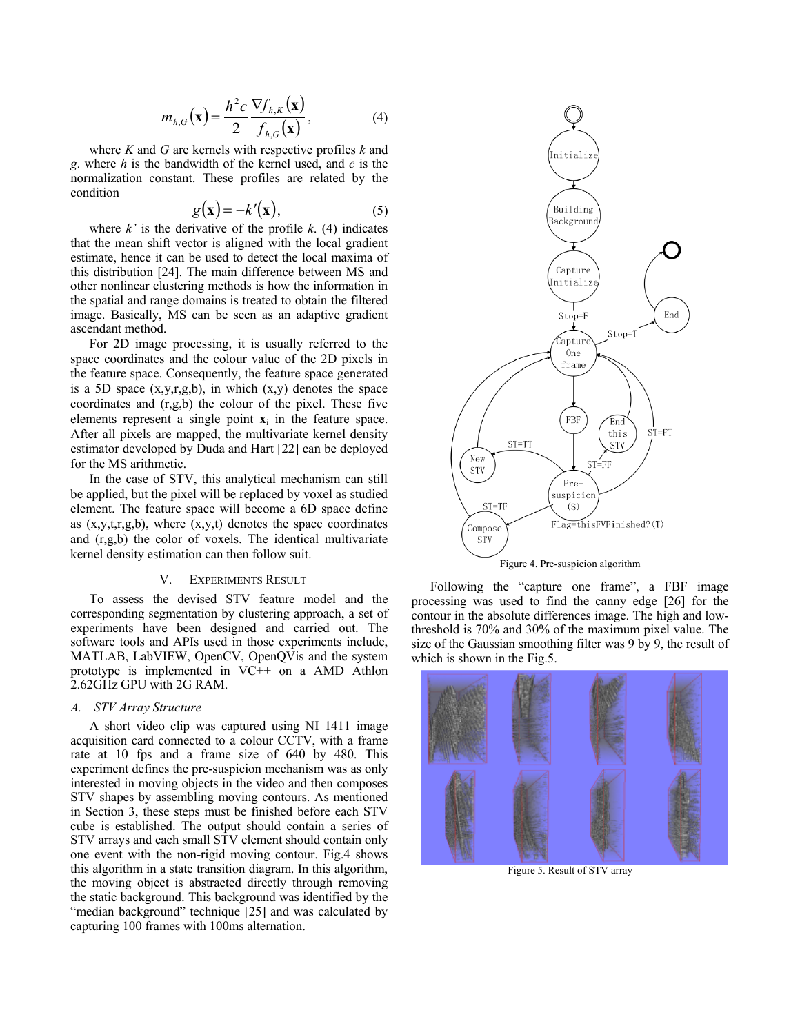$$m_{h,G}(\mathbf{x}) = \frac{h^2 c}{2} \frac{\nabla f_{h,K}(\mathbf{x})}{f_{h,G}(\mathbf{x})}, \tag{4}$$

where *K* and *G* are kernels with respective profiles *k* and *g*. where *h* is the bandwidth of the kernel used, and *c* is the normalization constant. These profiles are related by the condition

$$g(\mathbf{x}) = -k'(\mathbf{x}), \tag{5}$$

where *k'* is the derivative of the profile *k*. (4) indicates that the mean shift vector is aligned with the local gradient estimate, hence it can be used to detect the local maxima of this distribution [24]. The main difference between MS and other nonlinear clustering methods is how the information in the spatial and range domains is treated to obtain the filtered image. Basically, MS can be seen as an adaptive gradient ascendant method.

For 2D image processing, it is usually referred to the space coordinates and the colour value of the 2D pixels in the feature space. Consequently, the feature space generated is a 5D space (x,y,r,g,b), in which (x,y) denotes the space coordinates and (r,g,b) the colour of the pixel. These five elements represent a single point $\mathbf{x}_i$ in the feature space. After all pixels are mapped, the multivariate kernel density estimator developed by Duda and Hart [22] can be deployed for the MS arithmetic.

In the case of STV, this analytical mechanism can still be applied, but the pixel will be replaced by voxel as studied element. The feature space will become a 6D space define as (x,y,t,r,g,b), where (x,y,t) denotes the space coordinates and (r,g,b) the color of voxels. The identical multivariate kernel density estimation can then follow suit.

## V. Experiments Result

To assess the devised STV feature model and the corresponding segmentation by clustering approach, a set of experiments have been designed and carried out. The software tools and APIs used in those experiments include, MATLAB, LabVIEW, OpenCV, OpenQVis and the system prototype is implemented in VC++ on a AMD Athlon 2.62GHz GPU with 2G RAM.

### *A. STV Array Structure*

A short video clip was captured using NI 1411 image acquisition card connected to a colour CCTV, with a frame rate at 10 fps and a frame size of 640 by 480. This experiment defines the pre-suspicion mechanism was as only interested in moving objects in the video and then composes STV shapes by assembling moving contours. As mentioned in Section 3, these steps must be finished before each STV cube is established. The output should contain a series of STV arrays and each small STV element should contain only one event with the non-rigid moving contour. Fig.4 shows this algorithm in a state transition diagram. In this algorithm, the moving object is abstracted directly through removing the static background. This background was identified by the "median background" technique [25] and was calculated by capturing 100 frames with 100ms alternation.

Figure 4. Pre-suspicion algorithm

Following the "capture one frame", a FBF image processing was used to find the canny edge [26] for the contour in the absolute differences image. The high and low-threshold is 70% and 30% of the maximum pixel value. The size of the Gaussian smoothing filter was 9 by 9, the result of which is shown in the Fig.5.

Figure 5. Result of STV array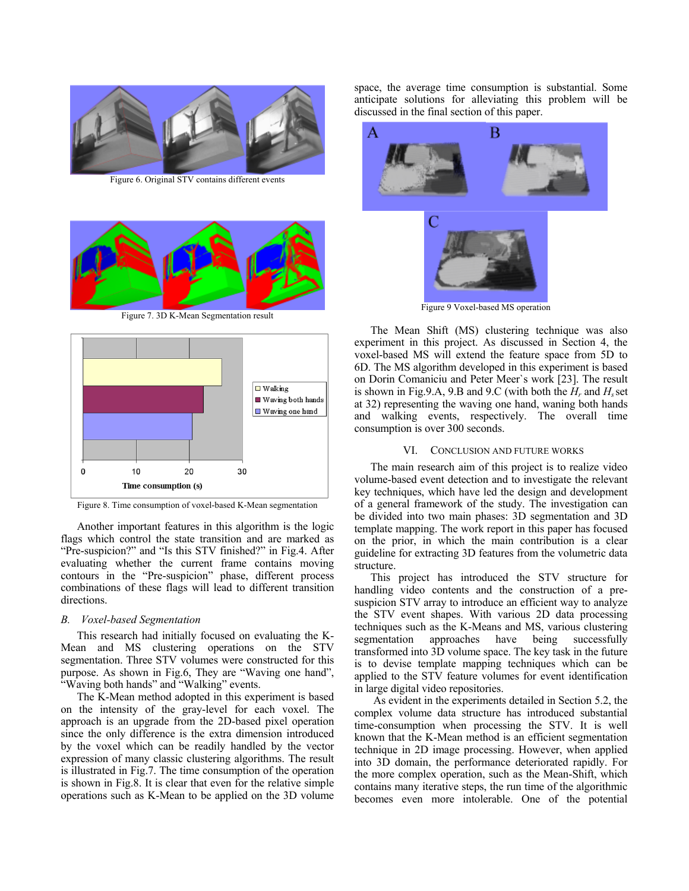Figure 6. Original STV contains different events

Figure 7. 3D K-Mean Segmentation result

Figure 8. Time consumption of voxel-based K-Mean segmentation

Another important features in this algorithm is the logic flags which control the state transition and are marked as "Pre-suspicion?" and "Is this STV finished?" in Fig.4. After evaluating whether the current frame contains moving contours in the "Pre-suspicion" phase, different process combinations of these flags will lead to different transition directions.

### *B. Voxel-based Segmentation*

This research had initially focused on evaluating the K-Mean and MS clustering operations on the STV segmentation. Three STV volumes were constructed for this purpose. As shown in Fig.6, They are "Waving one hand", "Waving both hands" and "Walking" events.

The K-Mean method adopted in this experiment is based on the intensity of the gray-level for each voxel. The approach is an upgrade from the 2D-based pixel operation since the only difference is the extra dimension introduced by the voxel which can be readily handled by the vector expression of many classic clustering algorithms. The result is illustrated in Fig.7. The time consumption of the operation is shown in Fig.8. It is clear that even for the relative simple operations such as K-Mean to be applied on the 3D volume space, the average time consumption is substantial. Some anticipate solutions for alleviating this problem will be discussed in the final section of this paper.

Figure 9 Voxel-based MS operation

The Mean Shift (MS) clustering technique was also experiment in this project. As discussed in Section 4, the voxel-based MS will extend the feature space from 5D to 6D. The MS algorithm developed in this experiment is based on Dorin Comaniciu and Peter Meer`s work [23]. The result is shown in Fig.9.A, 9.B and 9.C (with both the $H_r$ and $H_s$ set at 32) representing the waving one hand, waning both hands and walking events, respectively. The overall time consumption is over 300 seconds.

## VI. Conclusion and Future Works

The main research aim of this project is to realize video volume-based event detection and to investigate the relevant key techniques, which have led the design and development of a general framework of the study. The investigation can be divided into two main phases: 3D segmentation and 3D template mapping. The work report in this paper has focused on the prior, in which the main contribution is a clear guideline for extracting 3D features from the volumetric data structure.

This project has introduced the STV structure for handling video contents and the construction of a pre-suspicion STV array to introduce an efficient way to analyze the STV event shapes. With various 2D data processing techniques such as the K-Means and MS, various clustering segmentation approaches have being successfully transformed into 3D volume space. The key task in the future is to devise template mapping techniques which can be applied to the STV feature volumes for event identification in large digital video repositories.

As evident in the experiments detailed in Section 5.2, the complex volume data structure has introduced substantial time-consumption when processing the STV. It is well known that the K-Mean method is an efficient segmentation technique in 2D image processing. However, when applied into 3D domain, the performance deteriorated rapidly. For the more complex operation, such as the Mean-Shift, which contains many iterative steps, the run time of the algorithmic becomes even more intolerable. One of the potential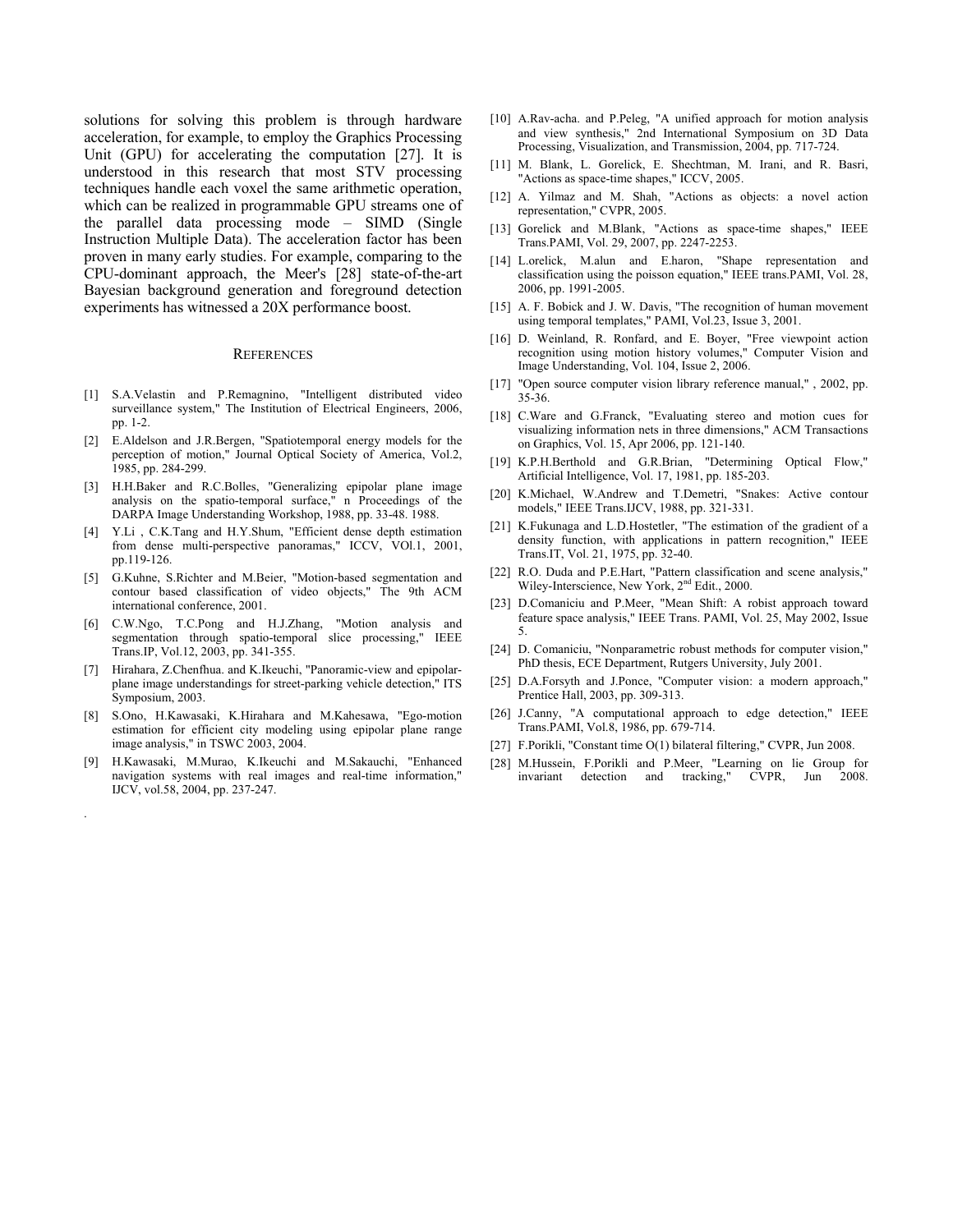solutions for solving this problem is through hardware acceleration, for example, to employ the Graphics Processing Unit (GPU) for accelerating the computation [27]. It is understood in this research that most STV processing techniques handle each voxel the same arithmetic operation, which can be realized in programmable GPU streams one of the parallel data processing mode – SIMD (Single Instruction Multiple Data). The acceleration factor has been proven in many early studies. For example, comparing to the CPU-dominant approach, the Meer's [28] state-of-the-art Bayesian background generation and foreground detection experiments has witnessed a 20X performance boost.

## REFERENCES

[1] S.A.Velastin and P.Remagnino, "Intelligent distributed video surveillance system," The Institution of Electrical Engineers, 2006, pp. 1-2.

[2] E.Aldelson and J.R.Bergen, "Spatiotemporal energy models for the perception of motion," Journal Optical Society of America, Vol.2, 1985, pp. 284-299.

[3] H.H.Baker and R.C.Bolles, "Generalizing epipolar plane image analysis on the spatio-temporal surface," n Proceedings of the DARPA Image Understanding Workshop, 1988, pp. 33-48. 1988.

[4] Y.Li , C.K.Tang and H.Y.Shum, "Efficient dense depth estimation from dense multi-perspective panoramas," ICCV, VOl.1, 2001, pp.119-126.

[5] G.Kuhne, S.Richter and M.Beier, "Motion-based segmentation and contour based classification of video objects," The 9th ACM international conference, 2001.

[6] C.W.Ngo, T.C.Pong and H.J.Zhang, "Motion analysis and segmentation through spatio-temporal slice processing," IEEE Trans.IP, Vol.12, 2003, pp. 341-355.

[7] Hirahara, Z.Chenfhua. and K.Ikeuchi, "Panoramic-view and epipolar-plane image understandings for street-parking vehicle detection," ITS Symposium, 2003.

[8] S.Ono, H.Kawasaki, K.Hirahara and M.Kahesawa, "Ego-motion estimation for efficient city modeling using epipolar plane range image analysis," in TSWC 2003, 2004.

[9] H.Kawasaki, M.Murao, K.Ikeuchi and M.Sakauchi, "Enhanced navigation systems with real images and real-time information," IJCV, vol.58, 2004, pp. 237-247.

[10] A.Rav-acha. and P.Peleg, "A unified approach for motion analysis and view synthesis," 2nd International Symposium on 3D Data Processing, Visualization, and Transmission, 2004, pp. 717-724.

[11] M. Blank, L. Gorelick, E. Shechtman, M. Irani, and R. Basri, "Actions as space-time shapes," ICCV, 2005.

[12] A. Yilmaz and M. Shah, "Actions as objects: a novel action representation," CVPR, 2005.

[13] Gorelick and M.Blank, "Actions as space-time shapes," IEEE Trans.PAMI, Vol. 29, 2007, pp. 2247-2253.

[14] L.orelick, M.alun and E.haron, "Shape representation and classification using the poisson equation," IEEE trans.PAMI, Vol. 28, 2006, pp. 1991-2005.

[15] A. F. Bobick and J. W. Davis, "The recognition of human movement using temporal templates," PAMI, Vol.23, Issue 3, 2001.

[16] D. Weinland, R. Ronfard, and E. Boyer, "Free viewpoint action recognition using motion history volumes," Computer Vision and Image Understanding, Vol. 104, Issue 2, 2006.

[17] "Open source computer vision library reference manual," , 2002, pp. 35-36.

[18] C.Ware and G.Franck, "Evaluating stereo and motion cues for visualizing information nets in three dimensions," ACM Transactions on Graphics, Vol. 15, Apr 2006, pp. 121-140.

[19] K.P.H.Berthold and G.R.Brian, "Determining Optical Flow," Artificial Intelligence, Vol. 17, 1981, pp. 185-203.

[20] K.Michael, W.Andrew and T.Demetri, "Snakes: Active contour models," IEEE Trans.IJCV, 1988, pp. 321-331.

[21] K.Fukunaga and L.D.Hostetler, "The estimation of the gradient of a density function, with applications in pattern recognition," IEEE Trans.IT, Vol. 21, 1975, pp. 32-40.

[22] R.O. Duda and P.E.Hart, "Pattern classification and scene analysis," Wiley-Interscience, New York, 2nd Edit., 2000.

[23] D.Comaniciu and P.Meer, "Mean Shift: A robist approach toward feature space analysis," IEEE Trans. PAMI, Vol. 25, May 2002, Issue 5.

[24] D. Comaniciu, "Nonparametric robust methods for computer vision," PhD thesis, ECE Department, Rutgers University, July 2001.

[25] D.A.Forsyth and J.Ponce, "Computer vision: a modern approach," Prentice Hall, 2003, pp. 309-313.

[26] J.Canny, "A computational approach to edge detection," IEEE Trans.PAMI, Vol.8, 1986, pp. 679-714.

[27] F.Porikli, "Constant time O(1) bilateral filtering," CVPR, Jun 2008.

[28] M.Hussein, F.Porikli and P.Meer, "Learning on lie Group for invariant detection and tracking," CVPR, Jun 2008.